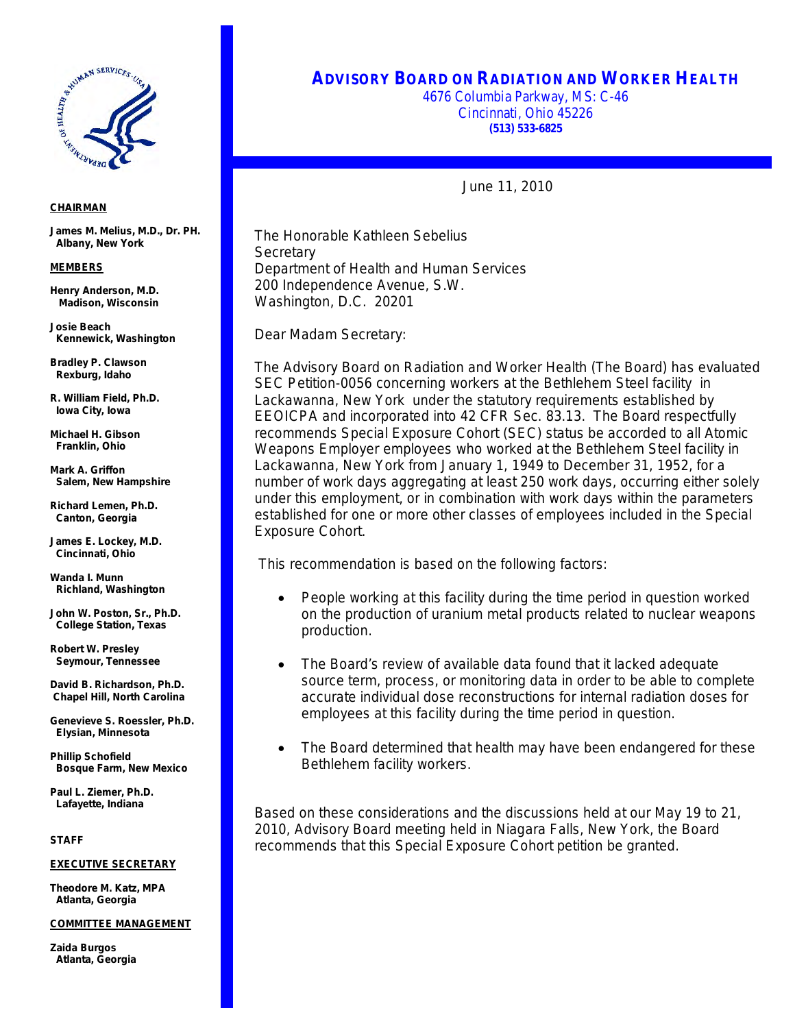# ADVISORY BOARD ON RADIATION AND WORKER HEALTH

4676 Columbia Parkway, MS: C-46
Cincinnati, Ohio 45226
**(513) 533-6825**

**CHAIRMAN**

**James M. Melius, M.D., Dr. PH.**
**Albany, New York**

**MEMBERS**

**Henry Anderson, M.D.**
**Madison, Wisconsin**

**Josie Beach**
**Kennewick, Washington**

**Bradley P. Clawson**
**Rexburg, Idaho**

**R. William Field, Ph.D.**
**Iowa City, Iowa**

**Michael H. Gibson**
**Franklin, Ohio**

**Mark A. Griffon**
**Salem, New Hampshire**

**Richard Lemen, Ph.D.**
**Canton, Georgia**

**James E. Lockey, M.D.**
**Cincinnati, Ohio**

**Wanda I. Munn**
**Richland, Washington**

**John W. Poston, Sr., Ph.D.**
**College Station, Texas**

**Robert W. Presley**
**Seymour, Tennessee**

**David B. Richardson, Ph.D.**
**Chapel Hill, North Carolina**

**Genevieve S. Roessler, Ph.D.**
**Elysian, Minnesota**

**Phillip Schofield**
**Bosque Farm, New Mexico**

**Paul L. Ziemer, Ph.D.**
**Lafayette, Indiana**

**STAFF**

**EXECUTIVE SECRETARY**

**Theodore M. Katz, MPA**
**Atlanta, Georgia**

**COMMITTEE MANAGEMENT**

**Zaida Burgos**
**Atlanta, Georgia**

June 11, 2010

The Honorable Kathleen Sebelius
Secretary
Department of Health and Human Services
200 Independence Avenue, S.W.
Washington, D.C. 20201

Dear Madam Secretary:

The Advisory Board on Radiation and Worker Health (The Board) has evaluated SEC Petition-0056 concerning workers at the Bethlehem Steel facility in Lackawanna, New York under the statutory requirements established by EEOICPA and incorporated into 42 CFR Sec. 83.13. The Board respectfully recommends Special Exposure Cohort (SEC) status be accorded to all Atomic Weapons Employer employees who worked at the Bethlehem Steel facility in Lackawanna, New York from January 1, 1949 to December 31, 1952, for a number of work days aggregating at least 250 work days, occurring either solely under this employment, or in combination with work days within the parameters established for one or more other classes of employees included in the Special Exposure Cohort.

This recommendation is based on the following factors:

- People working at this facility during the time period in question worked on the production of uranium metal products related to nuclear weapons production.
- The Board's review of available data found that it lacked adequate source term, process, or monitoring data in order to be able to complete accurate individual dose reconstructions for internal radiation doses for employees at this facility during the time period in question.
- The Board determined that health may have been endangered for these Bethlehem facility workers.

Based on these considerations and the discussions held at our May 19 to 21, 2010, Advisory Board meeting held in Niagara Falls, New York, the Board recommends that this Special Exposure Cohort petition be granted.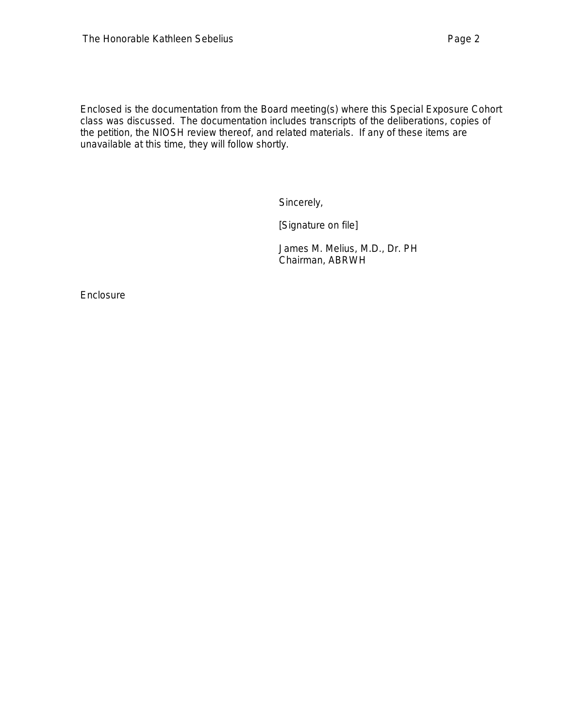Enclosed is the documentation from the Board meeting(s) where this Special Exposure Cohort class was discussed. The documentation includes transcripts of the deliberations, copies of the petition, the NIOSH review thereof, and related materials. If any of these items are unavailable at this time, they will follow shortly.

Sincerely,

[Signature on file]

James M. Melius, M.D., Dr. PH
Chairman, ABRWH

Enclosure